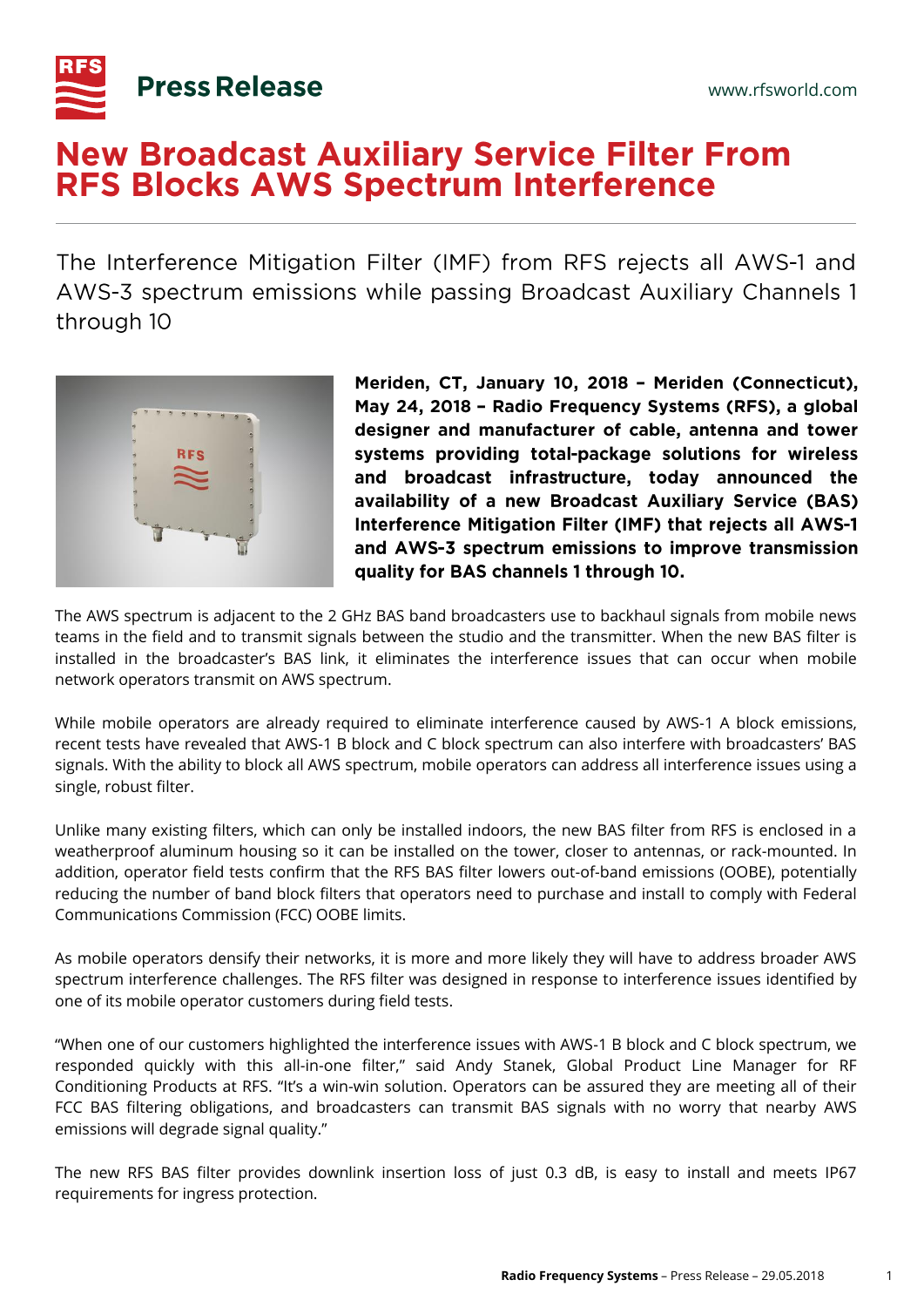Press Release

www.rfsworld.com

# New Broadcast Auxiliary Service Filter From RFS Blocks AWS Spectrum Interference

The Interference Mitigation Filter (IMF) from RFS rejects all AWS-1 and AWS-3 spectrum emissions while passing Broadcast Auxiliary Channels 1 through 10

**Meriden, CT, January 10, 2018 – Meriden (Connecticut), May 24, 2018 – Radio Frequency Systems (RFS), a global designer and manufacturer of cable, antenna and tower systems providing total-package solutions for wireless and broadcast infrastructure, today announced the availability of a new Broadcast Auxiliary Service (BAS) Interference Mitigation Filter (IMF) that rejects all AWS-1 and AWS-3 spectrum emissions to improve transmission quality for BAS channels 1 through 10.**

The AWS spectrum is adjacent to the 2 GHz BAS band broadcasters use to backhaul signals from mobile news teams in the field and to transmit signals between the studio and the transmitter. When the new BAS filter is installed in the broadcaster's BAS link, it eliminates the interference issues that can occur when mobile network operators transmit on AWS spectrum.

While mobile operators are already required to eliminate interference caused by AWS-1 A block emissions, recent tests have revealed that AWS-1 B block and C block spectrum can also interfere with broadcasters' BAS signals. With the ability to block all AWS spectrum, mobile operators can address all interference issues using a single, robust filter.

Unlike many existing filters, which can only be installed indoors, the new BAS filter from RFS is enclosed in a weatherproof aluminum housing so it can be installed on the tower, closer to antennas, or rack-mounted. In addition, operator field tests confirm that the RFS BAS filter lowers out-of-band emissions (OOBE), potentially reducing the number of band block filters that operators need to purchase and install to comply with Federal Communications Commission (FCC) OOBE limits.

As mobile operators densify their networks, it is more and more likely they will have to address broader AWS spectrum interference challenges. The RFS filter was designed in response to interference issues identified by one of its mobile operator customers during field tests.

"When one of our customers highlighted the interference issues with AWS-1 B block and C block spectrum, we responded quickly with this all-in-one filter," said Andy Stanek, Global Product Line Manager for RF Conditioning Products at RFS. "It's a win-win solution. Operators can be assured they are meeting all of their FCC BAS filtering obligations, and broadcasters can transmit BAS signals with no worry that nearby AWS emissions will degrade signal quality."

The new RFS BAS filter provides downlink insertion loss of just 0.3 dB, is easy to install and meets IP67 requirements for ingress protection.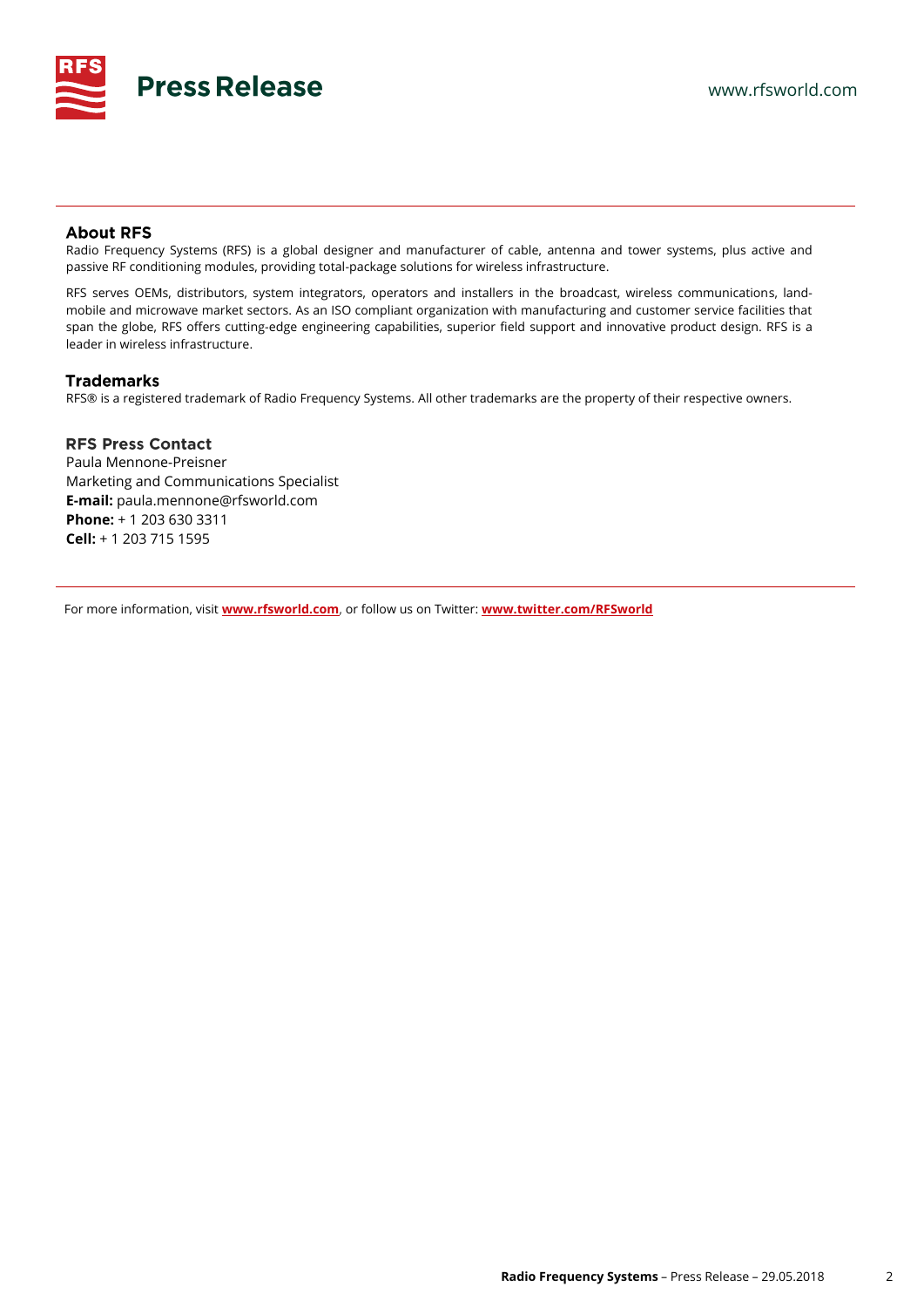## About RFS

Radio Frequency Systems (RFS) is a global designer and manufacturer of cable, antenna and tower systems, plus active and passive RF conditioning modules, providing total-package solutions for wireless infrastructure.

RFS serves OEMs, distributors, system integrators, operators and installers in the broadcast, wireless communications, land-mobile and microwave market sectors. As an ISO compliant organization with manufacturing and customer service facilities that span the globe, RFS offers cutting-edge engineering capabilities, superior field support and innovative product design. RFS is a leader in wireless infrastructure.

## Trademarks

RFS® is a registered trademark of Radio Frequency Systems. All other trademarks are the property of their respective owners.

## RFS Press Contact

Paula Mennone-Preisner
Marketing and Communications Specialist
**E-mail:** paula.mennone@rfsworld.com
**Phone:** + 1 203 630 3311
**Cell:** + 1 203 715 1595

For more information, visit **www.rfsworld.com**, or follow us on Twitter: **www.twitter.com/RFSworld**